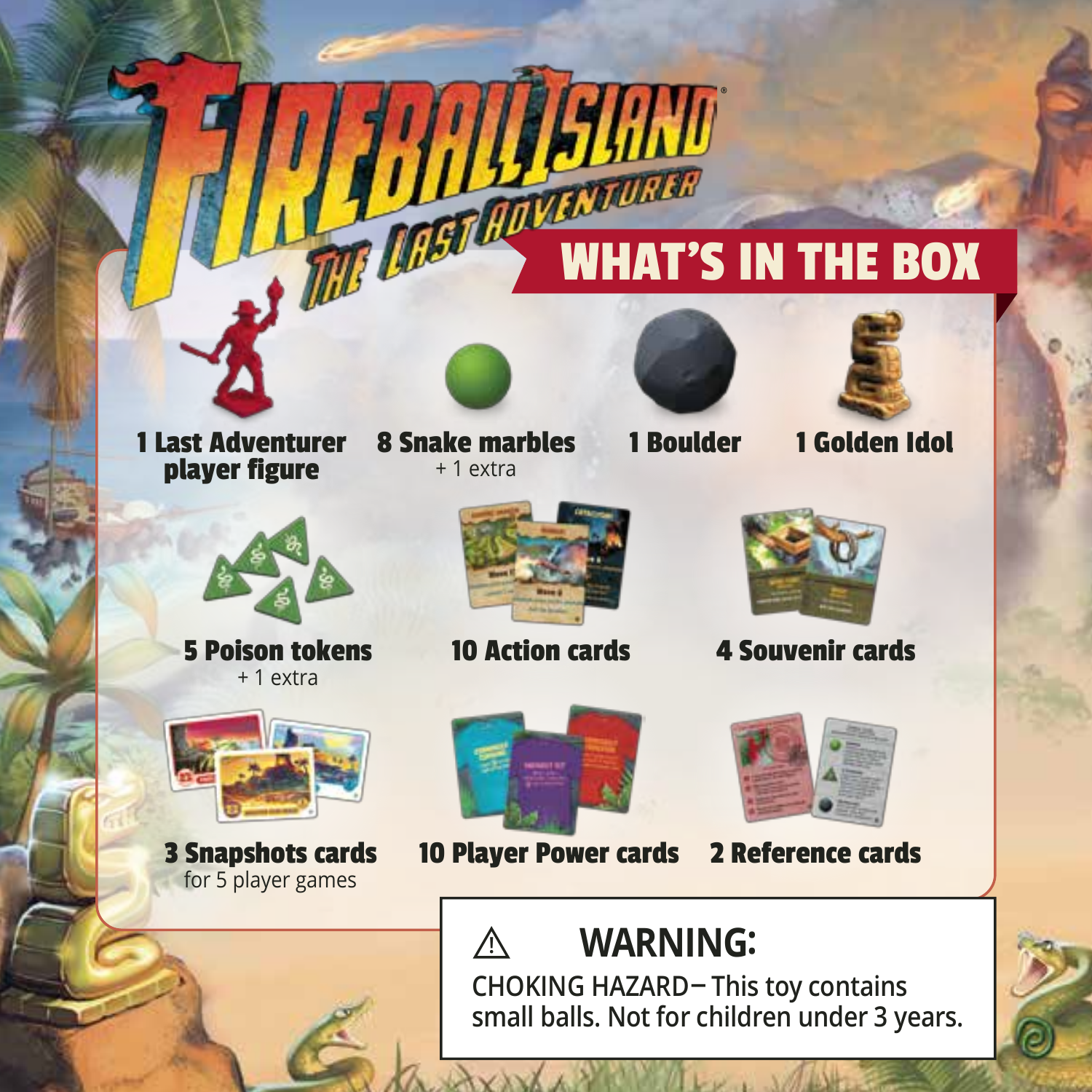# Fireball Island: The Last Adventurer

## WHAT'S IN THE BOX

- **1 Last Adventurer player figure**
- **8 Snake marbles** + 1 extra
- **1 Boulder**
- **1 Golden Idol**
- **5 Poison tokens** + 1 extra
- **10 Action cards**
- **4 Souvenir cards**
- **3 Snapshots cards** for 5 player games
- **10 Player Power cards**
- **2 Reference cards**

⚠ **WARNING:**

CHOKING HAZARD– This toy contains small balls. Not for children under 3 years.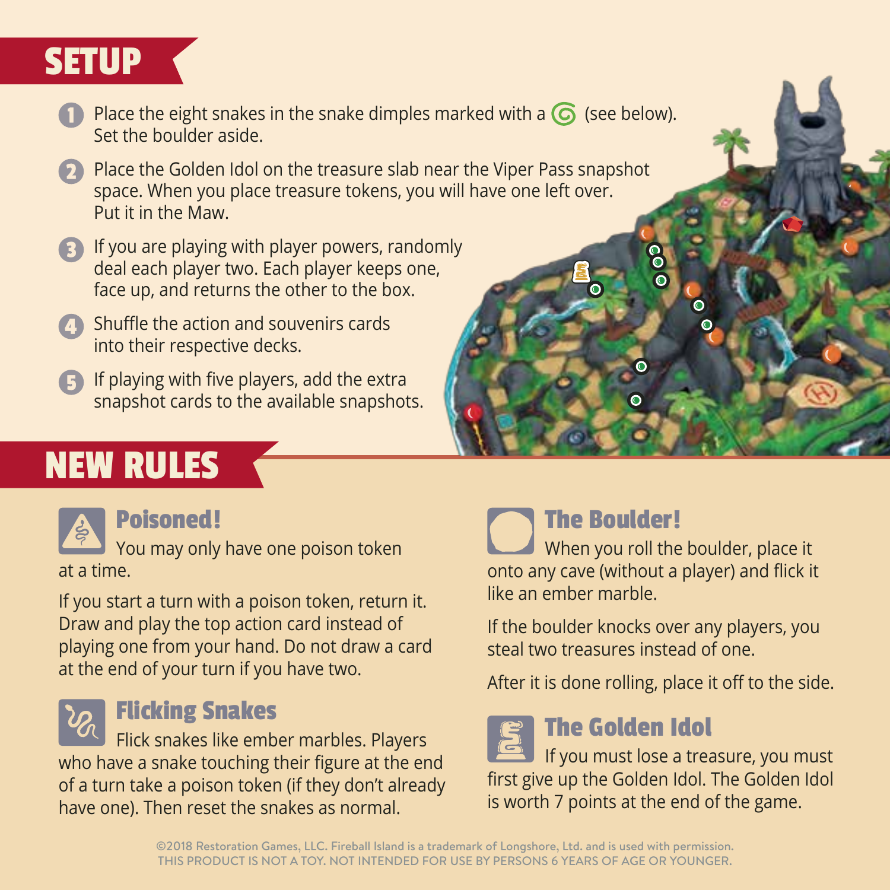## SETUP

1. Place the eight snakes in the snake dimples marked with a ◎ (see below). Set the boulder aside.
2. Place the Golden Idol on the treasure slab near the Viper Pass snapshot space. When you place treasure tokens, you will have one left over. Put it in the Maw.
3. If you are playing with player powers, randomly deal each player two. Each player keeps one, face up, and returns the other to the box.
4. Shuffle the action and souvenirs cards into their respective decks.
5. If playing with five players, add the extra snapshot cards to the available snapshots.

## NEW RULES

### Poisoned!

You may only have one poison token at a time.

If you start a turn with a poison token, return it. Draw and play the top action card instead of playing one from your hand. Do not draw a card at the end of your turn if you have two.

### Flicking Snakes

Flick snakes like ember marbles. Players who have a snake touching their figure at the end of a turn take a poison token (if they don't already have one). Then reset the snakes as normal.

### The Boulder!

When you roll the boulder, place it onto any cave (without a player) and flick it like an ember marble.

If the boulder knocks over any players, you steal two treasures instead of one.

After it is done rolling, place it off to the side.

### The Golden Idol

If you must lose a treasure, you must first give up the Golden Idol. The Golden Idol is worth 7 points at the end of the game.

©2018 Restoration Games, LLC. Fireball Island is a trademark of Longshore, Ltd. and is used with permission.
THIS PRODUCT IS NOT A TOY. NOT INTENDED FOR USE BY PERSONS 6 YEARS OF AGE OR YOUNGER.